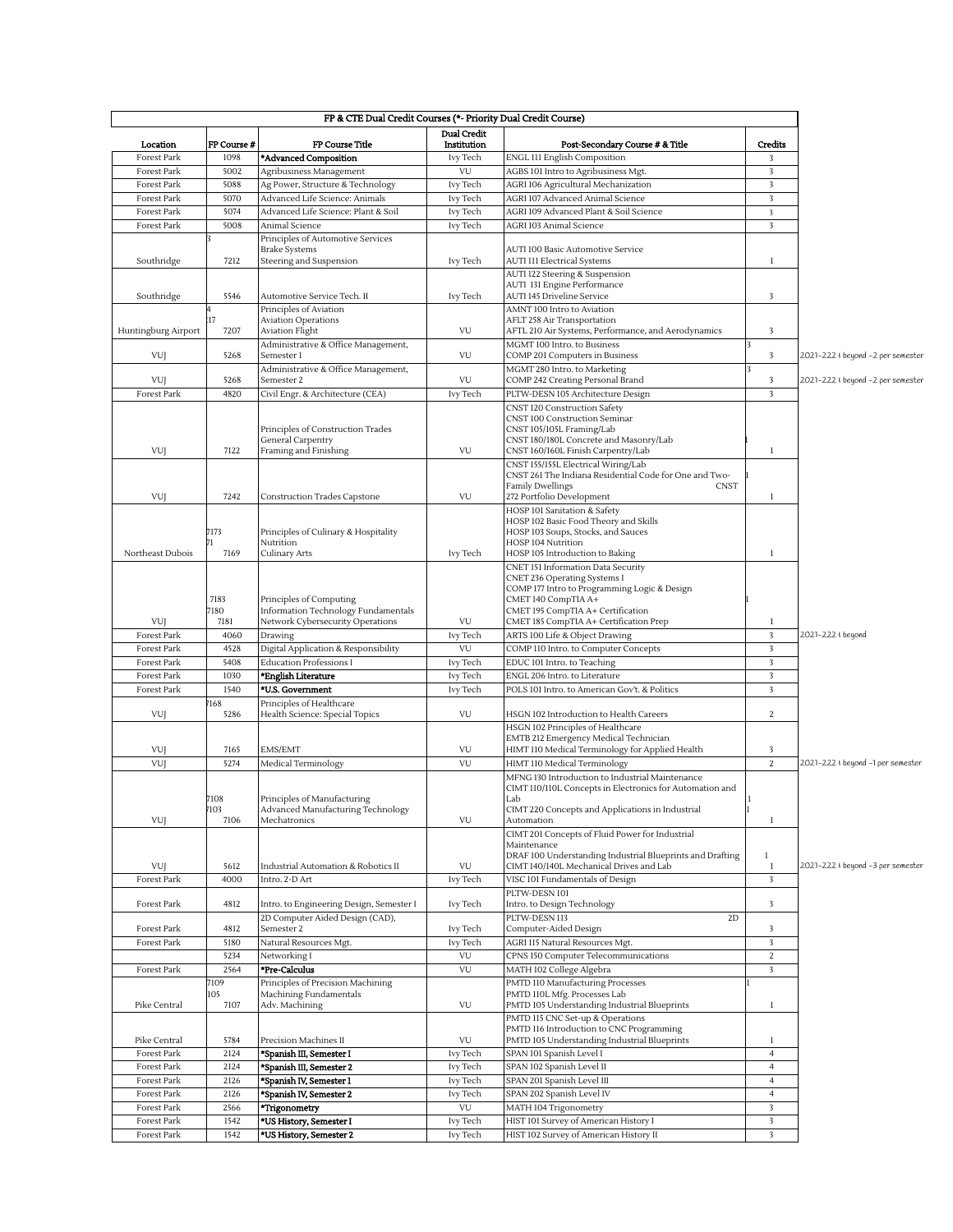| FP & CTE Dual Credit Courses (*- Priority Dual Credit Course) | | | | | | |
|---|---|---|---|---|---|---|
| Location | FP Course # | FP Course Title | Dual Credit Institution | Post-Secondary Course # & Title | Credits | |
| Forest Park | 1098 | **\*Advanced Composition** | Ivy Tech | ENGL 111 English Composition | 3 | |
| Forest Park | 5002 | Agribusiness Management | VU | AGBS 101 Intro to Agribusiness Mgt. | 3 | |
| Forest Park | 5088 | Ag Power, Structure & Technology | Ivy Tech | AGRI 106 Agricultural Mechanization | 3 | |
| Forest Park | 5070 | Advanced Life Science: Animals | Ivy Tech | AGRI 107 Advanced Animal Science | 3 | |
| Forest Park | 5074 | Advanced Life Science: Plant & Soil | Ivy Tech | AGRI 109 Advanced Plant & Soil Science | 3 | |
| Forest Park | 5008 | Animal Science | Ivy Tech | AGRI 103 Animal Science | 3 | |
| Southridge | 3<br>7212 | Principles of Automotive Services<br>Brake Systems<br>Steering and Suspension | Ivy Tech | AUTI 100 Basic Automotive Service<br>AUTI 111 Electrical Systems | 1 | |
| Southridge | 5546 | Automotive Service Tech. II | Ivy Tech | AUTI 122 Steering & Suspension<br>AUTI 131 Engine Performance<br>AUTI 145 Driveline Service | 3 | |
| Huntingburg Airport | 4<br>17<br>7207 | Principles of Aviation<br>Aviation Operations<br>Aviation Flight | VU | AMNT 100 Intro to Aviation<br>AFLT 258 Air Transportation<br>AFTL 210 Air Systems, Performance, and Aerodynamics | 3 | |
| VUJ | 5268 | Administrative & Office Management, Semester 1 | VU | MGMT 100 Intro. to Business<br>COMP 201 Computers in Business | 3<br>3 | 2021-222 & beyond -2 per semester |
| VUJ | 5268 | Administrative & Office Management, Semester 2 | VU | MGMT 280 Intro. to Marketing<br>COMP 242 Creating Personal Brand | 3<br>3 | 2021-222 & beyond -2 per semester |
| Forest Park | 4820 | Civil Engr. & Architecture (CEA) | Ivy Tech | PLTW-DESN 105 Architecture Design | 3 | |
| VUJ | 7122 | Principles of Construction Trades<br>General Carpentry<br>Framing and Finishing | VU | CNST 120 Construction Safety<br>CNST 100 Construction Seminar<br>CNST 105/105L Framing/Lab<br>CNST 180/180L Concrete and Masonry/Lab<br>CNST 160/160L Finish Carpentry/Lab | 1<br>1 | |
| VUJ | 7242 | Construction Trades Capstone | VU | CNST 155/155L Electrical Wiring/Lab<br>CNST 261 The Indiana Residential Code for One and Two-Family Dwellings CNST 272 Portfolio Development | 1<br>1 | |
| Northeast Dubois | 7173<br>71<br>7169 | Principles of Culinary & Hospitality<br>Nutrition<br>Culinary Arts | Ivy Tech | HOSP 101 Sanitation & Safety<br>HOSP 102 Basic Food Theory and Skills<br>HOSP 103 Soups, Stocks, and Sauces<br>HOSP 104 Nutrition<br>HOSP 105 Introduction to Baking | 1 | |
| VUJ | 7183<br>7180<br>7181 | Principles of Computing<br>Information Technology Fundamentals<br>Network Cybersecurity Operations | VU | CNET 151 Information Data Security<br>CNET 236 Operating Systems I<br>COMP 177 Intro to Programming Logic & Design<br>CMET 140 CompTIA A+<br>CMET 195 CompTIA A+ Certification<br>CMET 185 CompTIA A+ Certification Prep | 1<br>1 | |
| Forest Park | 4060 | Drawing | Ivy Tech | ARTS 100 Life & Object Drawing | 3 | 2021-222 & beyond |
| Forest Park | 4528 | Digital Application & Responsibility | VU | COMP 110 Intro. to Computer Concepts | 3 | |
| Forest Park | 5408 | Education Professions I | Ivy Tech | EDUC 101 Intro. to Teaching | 3 | |
| Forest Park | 1030 | **\*English Literature** | Ivy Tech | ENGL 206 Intro. to Literature | 3 | |
| Forest Park | 1540 | **\*U.S. Government** | Ivy Tech | POLS 101 Intro. to American Gov't. & Politics | 3 | |
| VUJ | 7168<br>5286 | Principles of Healthcare<br>Health Science: Special Topics | VU | HSGN 102 Introduction to Health Careers | 2 | |
| VUJ | 7165 | EMS/EMT | VU | HSGN 102 Principles of Healthcare<br>EMTB 212 Emergency Medical Technician<br>HIMT 110 Medical Terminology for Applied Health | 3 | |
| VUJ | 5274 | Medical Terminology | VU | HIMT 110 Medical Terminology | 2 | 2021-222 & beyond -1 per semester |
| VUJ | 7108<br>7103<br>7106 | Principles of Manufacturing<br>Advanced Manufacturing Technology<br>Mechatronics | VU | MFNG 130 Introduction to Industrial Maintenance<br>CIMT 110/110L Concepts in Electronics for Automation and Lab<br>CIMT 220 Concepts and Applications in Industrial Automation | 1<br>1<br>1 | |
| VUJ | 5612 | Industrial Automation & Robotics II | VU | CIMT 201 Concepts of Fluid Power for Industrial Maintenance<br>DRAF 100 Understanding Industrial Blueprints and Drafting<br>CIMT 140/140L Mechanical Drives and Lab | 1<br>1 | 2021-222 & beyond -3 per semester |
| Forest Park | 4000 | Intro. 2-D Art | Ivy Tech | VISC 101 Fundamentals of Design | 3 | |
| Forest Park | 4812 | Intro. to Engineering Design, Semester 1 | Ivy Tech | PLTW-DESN 101<br>Intro. to Design Technology | 3 | |
| Forest Park | 4812 | 2D Computer Aided Design (CAD), Semester 2 | Ivy Tech | PLTW-DESN 113 2D<br>Computer-Aided Design | 3 | |
| Forest Park | 5180 | Natural Resources Mgt. | Ivy Tech | AGRI 115 Natural Resources Mgt. | 3 | |
| | 5234 | Networking I | VU | CPNS 150 Computer Telecommunications | 2 | |
| Forest Park | 2564 | **\*Pre-Calculus** | VU | MATH 102 College Algebra | 3 | |
| Pike Central | 7109<br>105<br>7107 | Principles of Precision Machining<br>Machining Fundamentals<br>Adv. Machining | VU | PMTD 110 Manufacturing Processes<br>PMTD 110L Mfg. Processes Lab<br>PMTD 105 Understanding Industrial Blueprints | 1<br>1 | |
| Pike Central | 5784 | Precision Machines II | VU | PMTD 115 CNC Set-up & Operations<br>PMTD 116 Introduction to CNC Programming<br>PMTD 105 Understanding Industrial Blueprints | 1 | |
| Forest Park | 2124 | **\*Spanish III, Semester I** | Ivy Tech | SPAN 101 Spanish Level I | 4 | |
| Forest Park | 2124 | **\*Spanish III, Semester 2** | Ivy Tech | SPAN 102 Spanish Level II | 4 | |
| Forest Park | 2126 | **\*Spanish IV, Semester 1** | Ivy Tech | SPAN 201 Spanish Level III | 4 | |
| Forest Park | 2126 | **\*Spanish IV, Semester 2** | Ivy Tech | SPAN 202 Spanish Level IV | 4 | |
| Forest Park | 2566 | **\*Trigonometry** | VU | MATH 104 Trigonometry | 3 | |
| Forest Park | 1542 | **\*US History, Semester I** | Ivy Tech | HIST 101 Survey of American History I | 3 | |
| Forest Park | 1542 | **\*US History, Semester 2** | Ivy Tech | HIST 102 Survey of American History II | 3 | |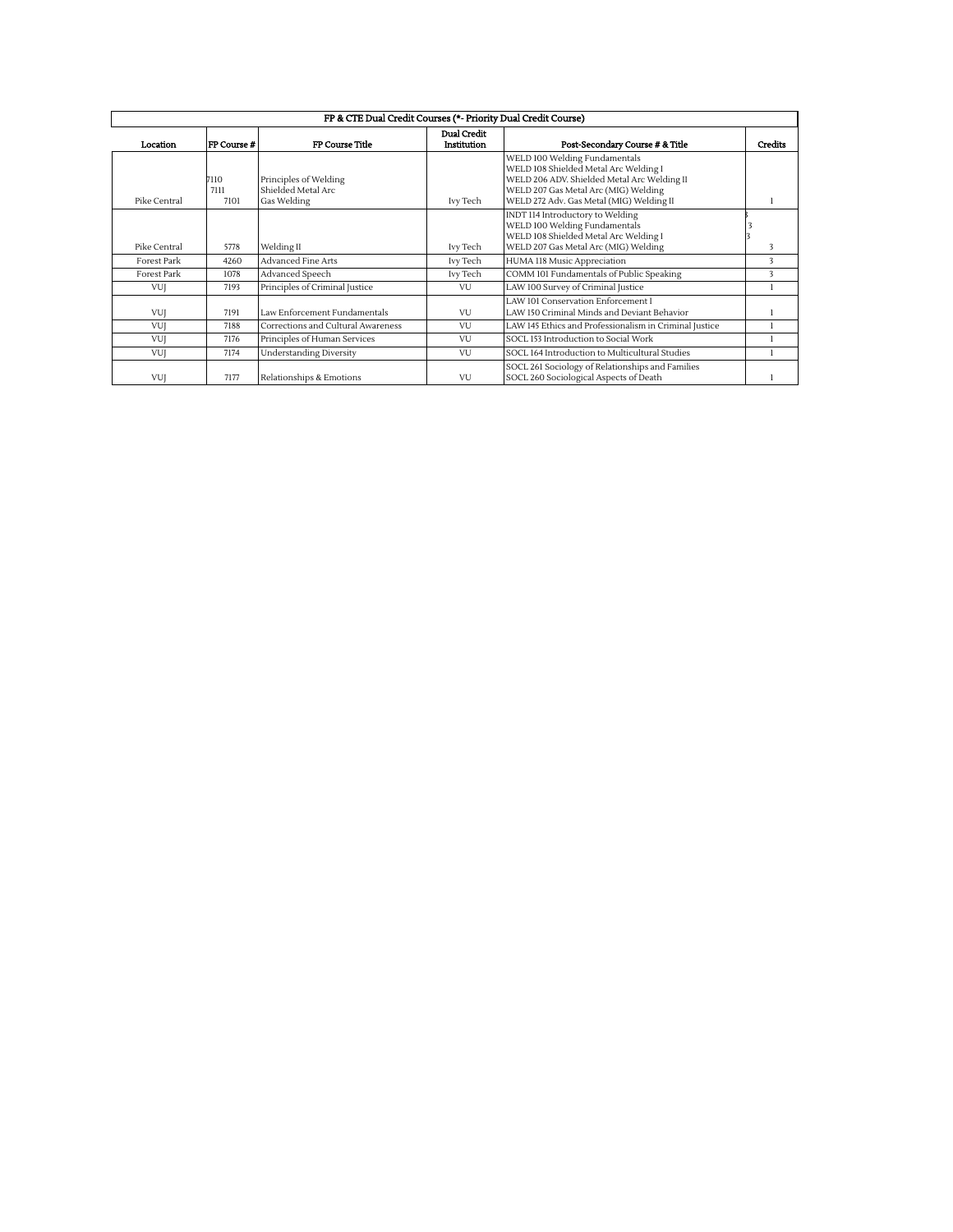| FP & CTE Dual Credit Courses (*- Priority Dual Credit Course) | | | | | |
|---|---|---|---|---|---|
| Location | FP Course # | FP Course Title | Dual Credit Institution | Post-Secondary Course # & Title | Credits |
| Pike Central | 7110<br>7111<br>7101 | Principles of Welding<br>Shielded Metal Arc<br>Gas Welding | Ivy Tech | WELD 100 Welding Fundamentals<br>WELD 108 Shielded Metal Arc Welding I<br>WELD 206 ADV. Shielded Metal Arc Welding II<br>WELD 207 Gas Metal Arc (MIG) Welding<br>WELD 272 Adv. Gas Metal (MIG) Welding II | 1 |
| Pike Central | 5778 | Welding II | Ivy Tech | INDT 114 Introductory to Welding<br>WELD 100 Welding Fundamentals<br>WELD 108 Shielded Metal Arc Welding I<br>WELD 207 Gas Metal Arc (MIG) Welding | 3<br>3<br>3<br>3 |
| Forest Park | 4260 | Advanced Fine Arts | Ivy Tech | HUMA 118 Music Appreciation | 3 |
| Forest Park | 1078 | Advanced Speech | Ivy Tech | COMM 101 Fundamentals of Public Speaking | 3 |
| VUJ | 7193 | Principles of Criminal Justice | VU | LAW 100 Survey of Criminal Justice | 1 |
| VUJ | 7191 | Law Enforcement Fundamentals | VU | LAW 101 Conservation Enforcement I<br>LAW 150 Criminal Minds and Deviant Behavior | 1 |
| VUJ | 7188 | Corrections and Cultural Awareness | VU | LAW 145 Ethics and Professionalism in Criminal Justice | 1 |
| VUJ | 7176 | Principles of Human Services | VU | SOCL 153 Introduction to Social Work | 1 |
| VUJ | 7174 | Understanding Diversity | VU | SOCL 164 Introduction to Multicultural Studies | 1 |
| VUJ | 7177 | Relationships & Emotions | VU | SOCL 261 Sociology of Relationships and Families<br>SOCL 260 Sociological Aspects of Death | 1 |